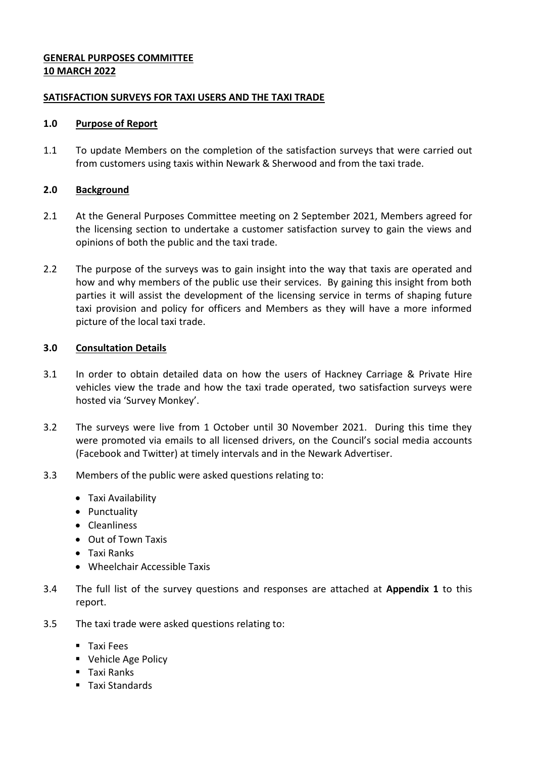**GENERAL PURPOSES COMMITTEE**
**10 MARCH 2022**

## SATISFACTION SURVEYS FOR TAXI USERS AND THE TAXI TRADE

### 1.0 Purpose of Report

1.1 To update Members on the completion of the satisfaction surveys that were carried out from customers using taxis within Newark & Sherwood and from the taxi trade.

### 2.0 Background

2.1 At the General Purposes Committee meeting on 2 September 2021, Members agreed for the licensing section to undertake a customer satisfaction survey to gain the views and opinions of both the public and the taxi trade.

2.2 The purpose of the surveys was to gain insight into the way that taxis are operated and how and why members of the public use their services. By gaining this insight from both parties it will assist the development of the licensing service in terms of shaping future taxi provision and policy for officers and Members as they will have a more informed picture of the local taxi trade.

### 3.0 Consultation Details

3.1 In order to obtain detailed data on how the users of Hackney Carriage & Private Hire vehicles view the trade and how the taxi trade operated, two satisfaction surveys were hosted via 'Survey Monkey'.

3.2 The surveys were live from 1 October until 30 November 2021. During this time they were promoted via emails to all licensed drivers, on the Council's social media accounts (Facebook and Twitter) at timely intervals and in the Newark Advertiser.

3.3 Members of the public were asked questions relating to:

- Taxi Availability
- Punctuality
- Cleanliness
- Out of Town Taxis
- Taxi Ranks
- Wheelchair Accessible Taxis

3.4 The full list of the survey questions and responses are attached at **Appendix 1** to this report.

3.5 The taxi trade were asked questions relating to:

- Taxi Fees
- Vehicle Age Policy
- Taxi Ranks
- Taxi Standards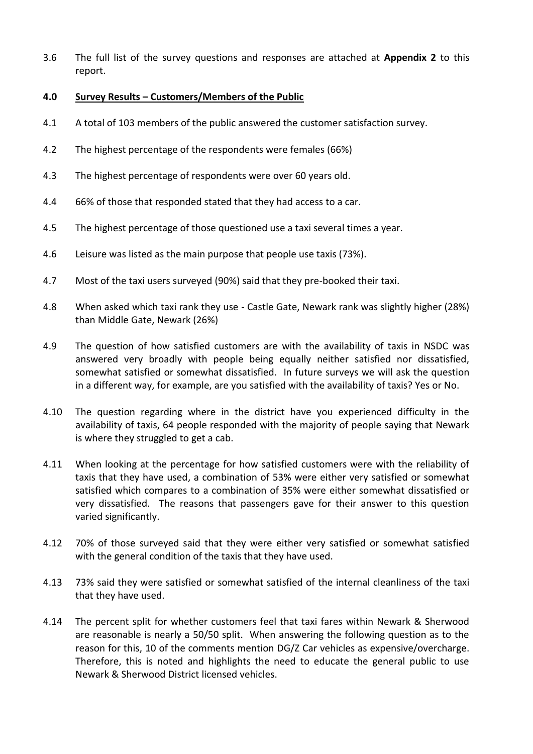3.6 The full list of the survey questions and responses are attached at **Appendix 2** to this report.

## 4.0 Survey Results – Customers/Members of the Public

4.1 A total of 103 members of the public answered the customer satisfaction survey.

4.2 The highest percentage of the respondents were females (66%)

4.3 The highest percentage of respondents were over 60 years old.

4.4 66% of those that responded stated that they had access to a car.

4.5 The highest percentage of those questioned use a taxi several times a year.

4.6 Leisure was listed as the main purpose that people use taxis (73%).

4.7 Most of the taxi users surveyed (90%) said that they pre-booked their taxi.

4.8 When asked which taxi rank they use - Castle Gate, Newark rank was slightly higher (28%) than Middle Gate, Newark (26%)

4.9 The question of how satisfied customers are with the availability of taxis in NSDC was answered very broadly with people being equally neither satisfied nor dissatisfied, somewhat satisfied or somewhat dissatisfied. In future surveys we will ask the question in a different way, for example, are you satisfied with the availability of taxis? Yes or No.

4.10 The question regarding where in the district have you experienced difficulty in the availability of taxis, 64 people responded with the majority of people saying that Newark is where they struggled to get a cab.

4.11 When looking at the percentage for how satisfied customers were with the reliability of taxis that they have used, a combination of 53% were either very satisfied or somewhat satisfied which compares to a combination of 35% were either somewhat dissatisfied or very dissatisfied. The reasons that passengers gave for their answer to this question varied significantly.

4.12 70% of those surveyed said that they were either very satisfied or somewhat satisfied with the general condition of the taxis that they have used.

4.13 73% said they were satisfied or somewhat satisfied of the internal cleanliness of the taxi that they have used.

4.14 The percent split for whether customers feel that taxi fares within Newark & Sherwood are reasonable is nearly a 50/50 split. When answering the following question as to the reason for this, 10 of the comments mention DG/Z Car vehicles as expensive/overcharge. Therefore, this is noted and highlights the need to educate the general public to use Newark & Sherwood District licensed vehicles.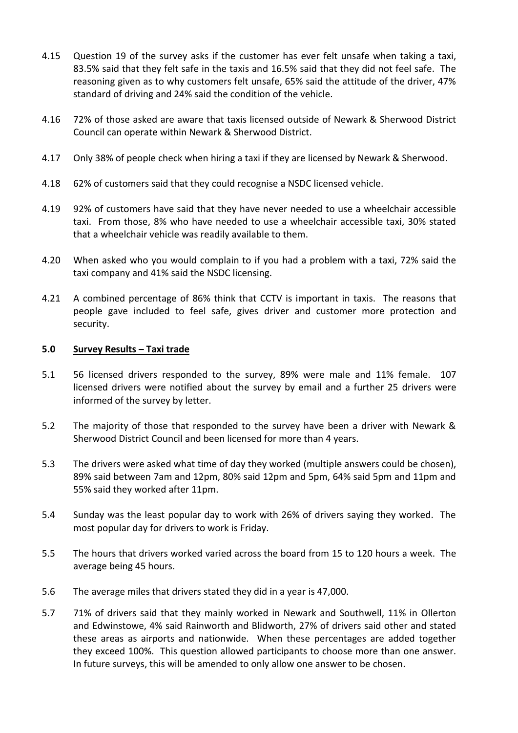4.15 Question 19 of the survey asks if the customer has ever felt unsafe when taking a taxi, 83.5% said that they felt safe in the taxis and 16.5% said that they did not feel safe. The reasoning given as to why customers felt unsafe, 65% said the attitude of the driver, 47% standard of driving and 24% said the condition of the vehicle.

4.16 72% of those asked are aware that taxis licensed outside of Newark & Sherwood District Council can operate within Newark & Sherwood District.

4.17 Only 38% of people check when hiring a taxi if they are licensed by Newark & Sherwood.

4.18 62% of customers said that they could recognise a NSDC licensed vehicle.

4.19 92% of customers have said that they have never needed to use a wheelchair accessible taxi. From those, 8% who have needed to use a wheelchair accessible taxi, 30% stated that a wheelchair vehicle was readily available to them.

4.20 When asked who you would complain to if you had a problem with a taxi, 72% said the taxi company and 41% said the NSDC licensing.

4.21 A combined percentage of 86% think that CCTV is important in taxis. The reasons that people gave included to feel safe, gives driver and customer more protection and security.

## 5.0 <u>Survey Results – Taxi trade</u>

5.1 56 licensed drivers responded to the survey, 89% were male and 11% female. 107 licensed drivers were notified about the survey by email and a further 25 drivers were informed of the survey by letter.

5.2 The majority of those that responded to the survey have been a driver with Newark & Sherwood District Council and been licensed for more than 4 years.

5.3 The drivers were asked what time of day they worked (multiple answers could be chosen), 89% said between 7am and 12pm, 80% said 12pm and 5pm, 64% said 5pm and 11pm and 55% said they worked after 11pm.

5.4 Sunday was the least popular day to work with 26% of drivers saying they worked. The most popular day for drivers to work is Friday.

5.5 The hours that drivers worked varied across the board from 15 to 120 hours a week. The average being 45 hours.

5.6 The average miles that drivers stated they did in a year is 47,000.

5.7 71% of drivers said that they mainly worked in Newark and Southwell, 11% in Ollerton and Edwinstowe, 4% said Rainworth and Blidworth, 27% of drivers said other and stated these areas as airports and nationwide. When these percentages are added together they exceed 100%. This question allowed participants to choose more than one answer. In future surveys, this will be amended to only allow one answer to be chosen.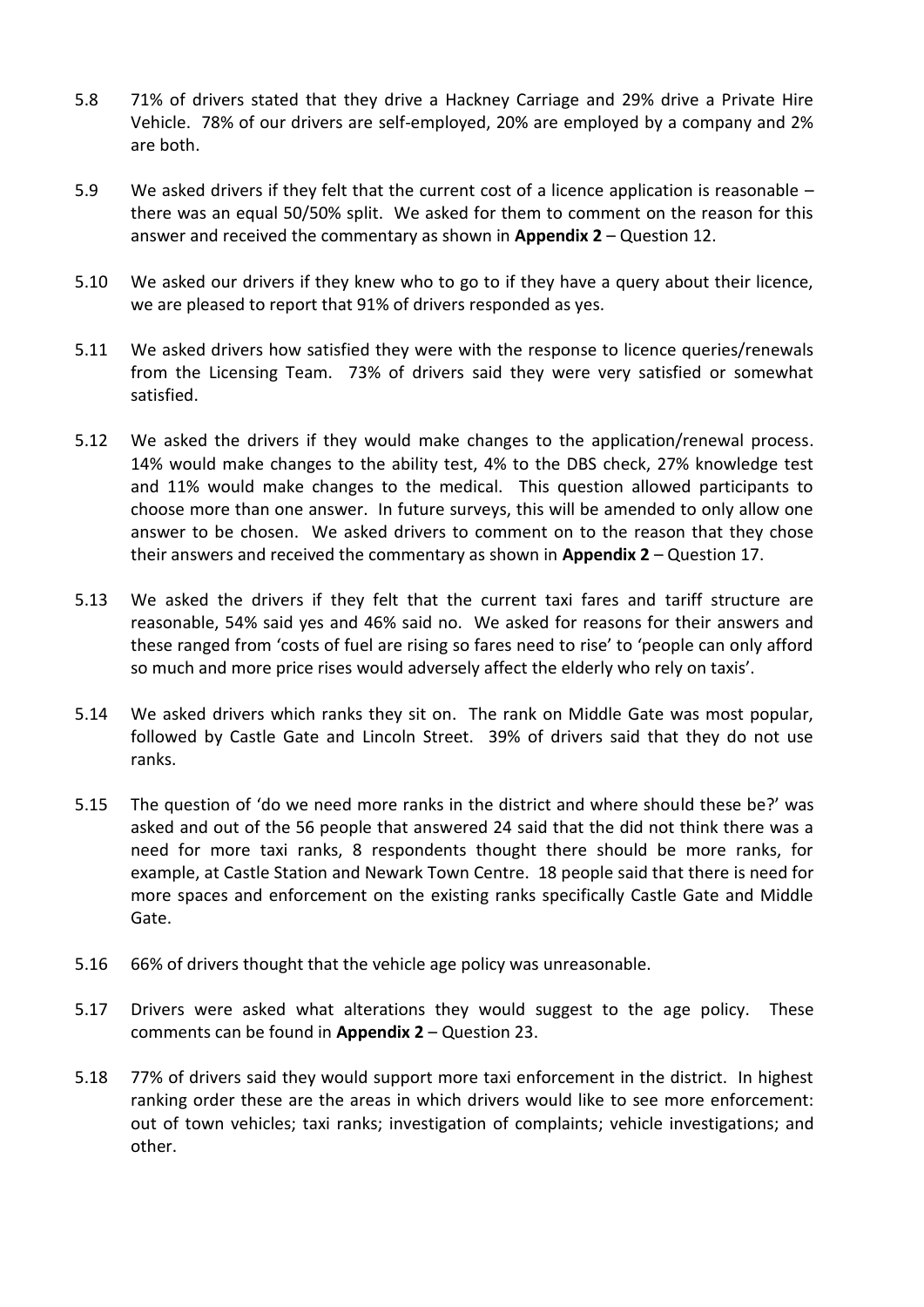5.8 71% of drivers stated that they drive a Hackney Carriage and 29% drive a Private Hire Vehicle. 78% of our drivers are self-employed, 20% are employed by a company and 2% are both.

5.9 We asked drivers if they felt that the current cost of a licence application is reasonable – there was an equal 50/50% split. We asked for them to comment on the reason for this answer and received the commentary as shown in **Appendix 2** – Question 12.

5.10 We asked our drivers if they knew who to go to if they have a query about their licence, we are pleased to report that 91% of drivers responded as yes.

5.11 We asked drivers how satisfied they were with the response to licence queries/renewals from the Licensing Team. 73% of drivers said they were very satisfied or somewhat satisfied.

5.12 We asked the drivers if they would make changes to the application/renewal process. 14% would make changes to the ability test, 4% to the DBS check, 27% knowledge test and 11% would make changes to the medical. This question allowed participants to choose more than one answer. In future surveys, this will be amended to only allow one answer to be chosen. We asked drivers to comment on to the reason that they chose their answers and received the commentary as shown in **Appendix 2** – Question 17.

5.13 We asked the drivers if they felt that the current taxi fares and tariff structure are reasonable, 54% said yes and 46% said no. We asked for reasons for their answers and these ranged from 'costs of fuel are rising so fares need to rise' to 'people can only afford so much and more price rises would adversely affect the elderly who rely on taxis'.

5.14 We asked drivers which ranks they sit on. The rank on Middle Gate was most popular, followed by Castle Gate and Lincoln Street. 39% of drivers said that they do not use ranks.

5.15 The question of 'do we need more ranks in the district and where should these be?' was asked and out of the 56 people that answered 24 said that the did not think there was a need for more taxi ranks, 8 respondents thought there should be more ranks, for example, at Castle Station and Newark Town Centre. 18 people said that there is need for more spaces and enforcement on the existing ranks specifically Castle Gate and Middle Gate.

5.16 66% of drivers thought that the vehicle age policy was unreasonable.

5.17 Drivers were asked what alterations they would suggest to the age policy. These comments can be found in **Appendix 2** – Question 23.

5.18 77% of drivers said they would support more taxi enforcement in the district. In highest ranking order these are the areas in which drivers would like to see more enforcement: out of town vehicles; taxi ranks; investigation of complaints; vehicle investigations; and other.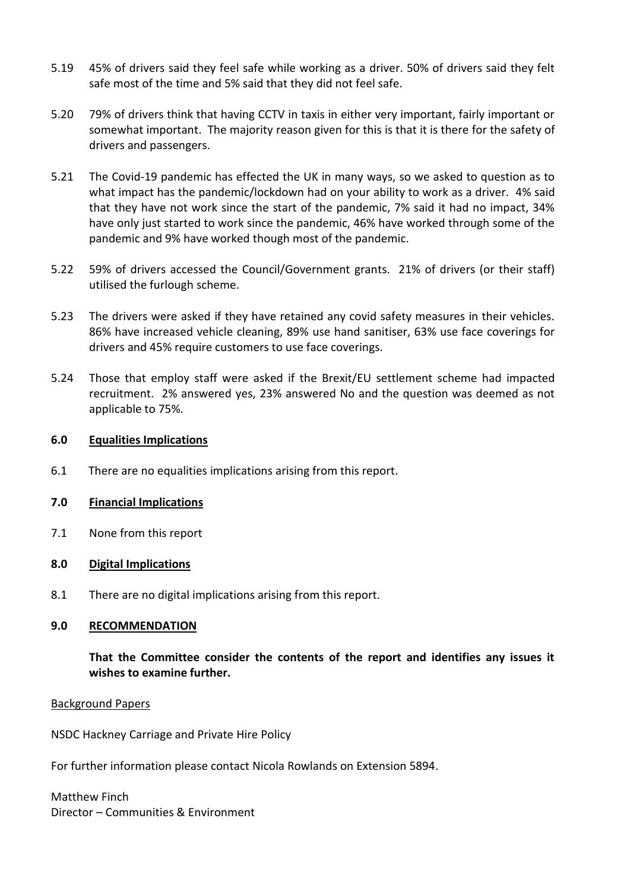5.19 45% of drivers said they feel safe while working as a driver. 50% of drivers said they felt safe most of the time and 5% said that they did not feel safe.

5.20 79% of drivers think that having CCTV in taxis in either very important, fairly important or somewhat important. The majority reason given for this is that it is there for the safety of drivers and passengers.

5.21 The Covid-19 pandemic has effected the UK in many ways, so we asked to question as to what impact has the pandemic/lockdown had on your ability to work as a driver. 4% said that they have not work since the start of the pandemic, 7% said it had no impact, 34% have only just started to work since the pandemic, 46% have worked through some of the pandemic and 9% have worked though most of the pandemic.

5.22 59% of drivers accessed the Council/Government grants. 21% of drivers (or their staff) utilised the furlough scheme.

5.23 The drivers were asked if they have retained any covid safety measures in their vehicles. 86% have increased vehicle cleaning, 89% use hand sanitiser, 63% use face coverings for drivers and 45% require customers to use face coverings.

5.24 Those that employ staff were asked if the Brexit/EU settlement scheme had impacted recruitment. 2% answered yes, 23% answered No and the question was deemed as not applicable to 75%.

## 6.0 Equalities Implications

6.1 There are no equalities implications arising from this report.

## 7.0 Financial Implications

7.1 None from this report

## 8.0 Digital Implications

8.1 There are no digital implications arising from this report.

## 9.0 RECOMMENDATION

**That the Committee consider the contents of the report and identifies any issues it wishes to examine further.**

Background Papers

NSDC Hackney Carriage and Private Hire Policy

For further information please contact Nicola Rowlands on Extension 5894.

Matthew Finch
Director – Communities & Environment